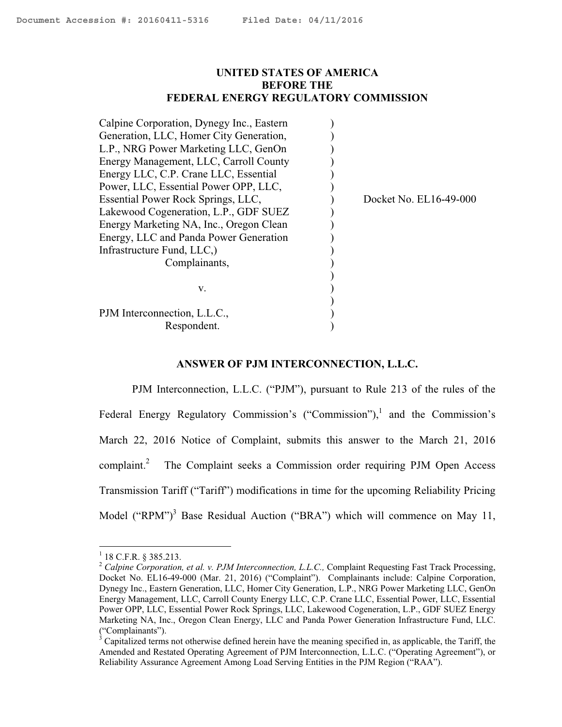Document Accession #: 20160411-5316 Filed Date: 04/11/2016

**UNITED STATES OF AMERICA**
**BEFORE THE**
**FEDERAL ENERGY REGULATORY COMMISSION**

| | | |
|---|---|---|
| Calpine Corporation, Dynegy Inc., Eastern Generation, LLC, Homer City Generation, L.P., NRG Power Marketing LLC, GenOn Energy Management, LLC, Carroll County Energy LLC, C.P. Crane LLC, Essential Power, LLC, Essential Power OPP, LLC, Essential Power Rock Springs, LLC, Lakewood Cogeneration, L.P., GDF SUEZ Energy Marketing NA, Inc., Oregon Clean Energy, LLC and Panda Power Generation Infrastructure Fund, LLC,)<br>Complainants,<br><br>v.<br><br>PJM Interconnection, L.L.C.,<br>Respondent. | ) | Docket No. EL16-49-000 |

**ANSWER OF PJM INTERCONNECTION, L.L.C.**

PJM Interconnection, L.L.C. ("PJM"), pursuant to Rule 213 of the rules of the Federal Energy Regulatory Commission's ("Commission"),[1] and the Commission's March 22, 2016 Notice of Complaint, submits this answer to the March 21, 2016 complaint.[2] The Complaint seeks a Commission order requiring PJM Open Access Transmission Tariff ("Tariff") modifications in time for the upcoming Reliability Pricing Model ("RPM")[3] Base Residual Auction ("BRA") which will commence on May 11,

---

[1] 18 C.F.R. § 385.213.

[2] *Calpine Corporation, et al. v. PJM Interconnection, L.L.C.,* Complaint Requesting Fast Track Processing, Docket No. EL16-49-000 (Mar. 21, 2016) ("Complaint"). Complainants include: Calpine Corporation, Dynegy Inc., Eastern Generation, LLC, Homer City Generation, L.P., NRG Power Marketing LLC, GenOn Energy Management, LLC, Carroll County Energy LLC, C.P. Crane LLC, Essential Power, LLC, Essential Power OPP, LLC, Essential Power Rock Springs, LLC, Lakewood Cogeneration, L.P., GDF SUEZ Energy Marketing NA, Inc., Oregon Clean Energy, LLC and Panda Power Generation Infrastructure Fund, LLC. ("Complainants").

[3] Capitalized terms not otherwise defined herein have the meaning specified in, as applicable, the Tariff, the Amended and Restated Operating Agreement of PJM Interconnection, L.L.C. ("Operating Agreement"), or Reliability Assurance Agreement Among Load Serving Entities in the PJM Region ("RAA").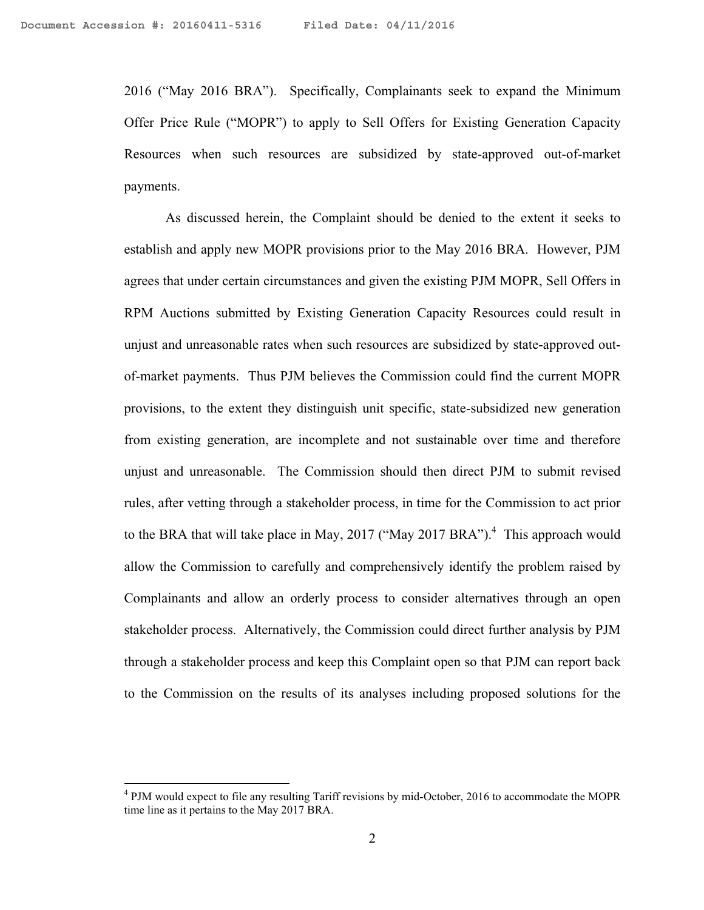2016 ("May 2016 BRA"). Specifically, Complainants seek to expand the Minimum Offer Price Rule ("MOPR") to apply to Sell Offers for Existing Generation Capacity Resources when such resources are subsidized by state-approved out-of-market payments.

As discussed herein, the Complaint should be denied to the extent it seeks to establish and apply new MOPR provisions prior to the May 2016 BRA. However, PJM agrees that under certain circumstances and given the existing PJM MOPR, Sell Offers in RPM Auctions submitted by Existing Generation Capacity Resources could result in unjust and unreasonable rates when such resources are subsidized by state-approved out-of-market payments. Thus PJM believes the Commission could find the current MOPR provisions, to the extent they distinguish unit specific, state-subsidized new generation from existing generation, are incomplete and not sustainable over time and therefore unjust and unreasonable. The Commission should then direct PJM to submit revised rules, after vetting through a stakeholder process, in time for the Commission to act prior to the BRA that will take place in May, 2017 ("May 2017 BRA").[4] This approach would allow the Commission to carefully and comprehensively identify the problem raised by Complainants and allow an orderly process to consider alternatives through an open stakeholder process. Alternatively, the Commission could direct further analysis by PJM through a stakeholder process and keep this Complaint open so that PJM can report back to the Commission on the results of its analyses including proposed solutions for the

---

[4] PJM would expect to file any resulting Tariff revisions by mid-October, 2016 to accommodate the MOPR time line as it pertains to the May 2017 BRA.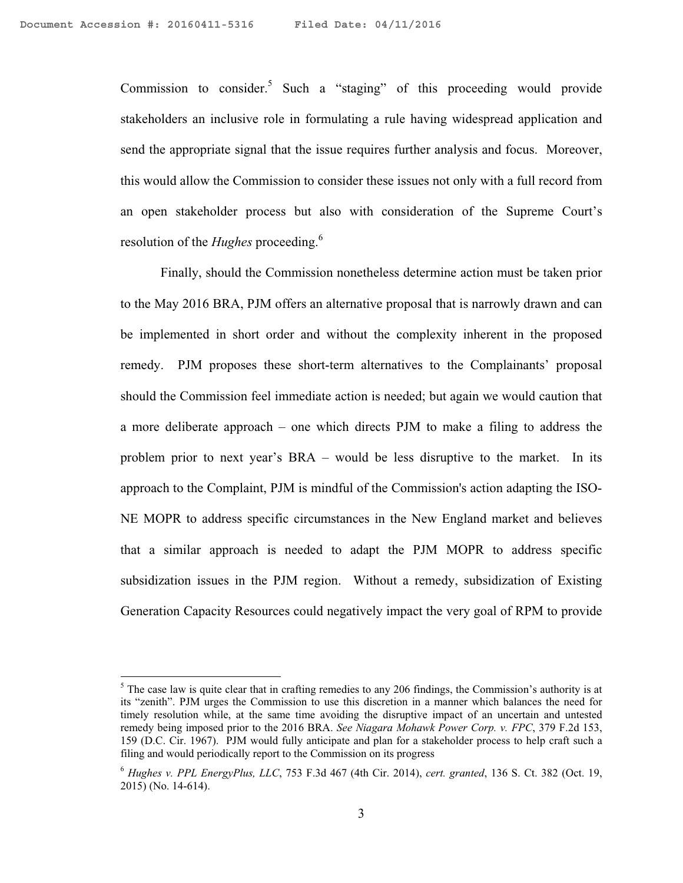Commission to consider.[5] Such a "staging" of this proceeding would provide stakeholders an inclusive role in formulating a rule having widespread application and send the appropriate signal that the issue requires further analysis and focus. Moreover, this would allow the Commission to consider these issues not only with a full record from an open stakeholder process but also with consideration of the Supreme Court's resolution of the *Hughes* proceeding.[6]

Finally, should the Commission nonetheless determine action must be taken prior to the May 2016 BRA, PJM offers an alternative proposal that is narrowly drawn and can be implemented in short order and without the complexity inherent in the proposed remedy. PJM proposes these short-term alternatives to the Complainants' proposal should the Commission feel immediate action is needed; but again we would caution that a more deliberate approach – one which directs PJM to make a filing to address the problem prior to next year's BRA – would be less disruptive to the market. In its approach to the Complaint, PJM is mindful of the Commission's action adapting the ISO-NE MOPR to address specific circumstances in the New England market and believes that a similar approach is needed to adapt the PJM MOPR to address specific subsidization issues in the PJM region. Without a remedy, subsidization of Existing Generation Capacity Resources could negatively impact the very goal of RPM to provide

---

[5] The case law is quite clear that in crafting remedies to any 206 findings, the Commission's authority is at its "zenith". PJM urges the Commission to use this discretion in a manner which balances the need for timely resolution while, at the same time avoiding the disruptive impact of an uncertain and untested remedy being imposed prior to the 2016 BRA. *See Niagara Mohawk Power Corp. v. FPC*, 379 F.2d 153, 159 (D.C. Cir. 1967). PJM would fully anticipate and plan for a stakeholder process to help craft such a filing and would periodically report to the Commission on its progress

[6] *Hughes v. PPL EnergyPlus, LLC*, 753 F.3d 467 (4th Cir. 2014), *cert. granted*, 136 S. Ct. 382 (Oct. 19, 2015) (No. 14-614).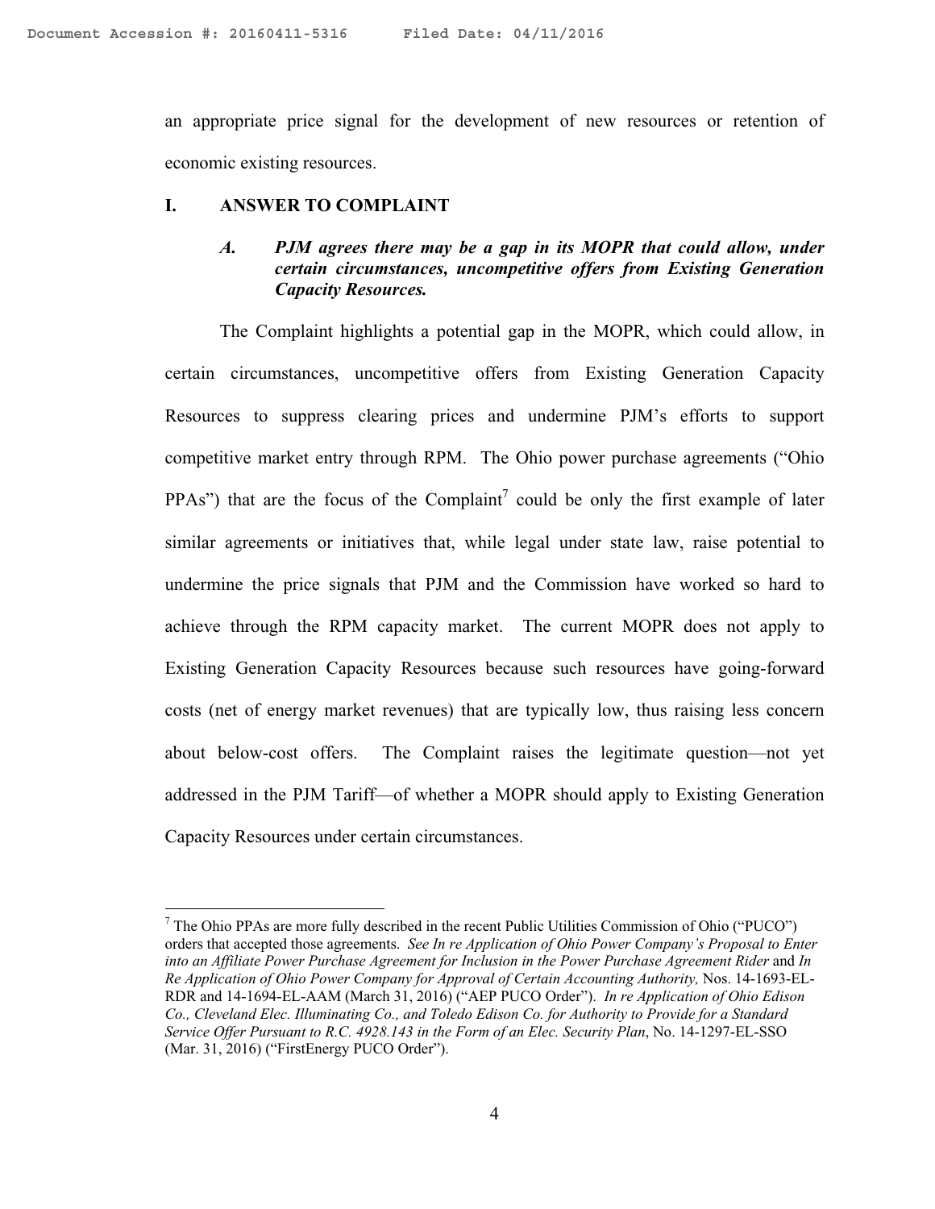an appropriate price signal for the development of new resources or retention of economic existing resources.

## I. ANSWER TO COMPLAINT

### *A. PJM agrees there may be a gap in its MOPR that could allow, under certain circumstances, uncompetitive offers from Existing Generation Capacity Resources.*

The Complaint highlights a potential gap in the MOPR, which could allow, in certain circumstances, uncompetitive offers from Existing Generation Capacity Resources to suppress clearing prices and undermine PJM's efforts to support competitive market entry through RPM. The Ohio power purchase agreements ("Ohio PPAs") that are the focus of the Complaint[7] could be only the first example of later similar agreements or initiatives that, while legal under state law, raise potential to undermine the price signals that PJM and the Commission have worked so hard to achieve through the RPM capacity market. The current MOPR does not apply to Existing Generation Capacity Resources because such resources have going-forward costs (net of energy market revenues) that are typically low, thus raising less concern about below-cost offers. The Complaint raises the legitimate question—not yet addressed in the PJM Tariff—of whether a MOPR should apply to Existing Generation Capacity Resources under certain circumstances.

[7] The Ohio PPAs are more fully described in the recent Public Utilities Commission of Ohio ("PUCO") orders that accepted those agreements. *See In re Application of Ohio Power Company's Proposal to Enter into an Affiliate Power Purchase Agreement for Inclusion in the Power Purchase Agreement Rider* and *In Re Application of Ohio Power Company for Approval of Certain Accounting Authority,* Nos. 14-1693-EL-RDR and 14-1694-EL-AAM (March 31, 2016) ("AEP PUCO Order"). *In re Application of Ohio Edison Co., Cleveland Elec. Illuminating Co., and Toledo Edison Co. for Authority to Provide for a Standard Service Offer Pursuant to R.C. 4928.143 in the Form of an Elec. Security Plan*, No. 14-1297-EL-SSO (Mar. 31, 2016) ("FirstEnergy PUCO Order").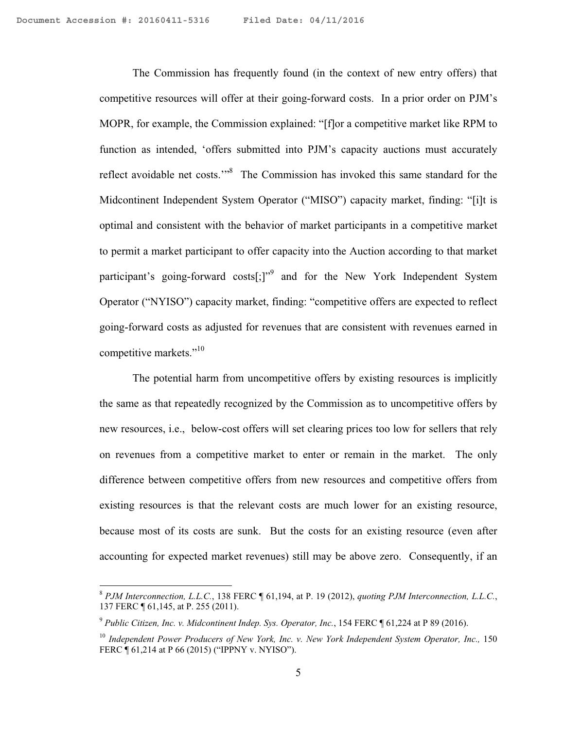The Commission has frequently found (in the context of new entry offers) that competitive resources will offer at their going-forward costs. In a prior order on PJM's MOPR, for example, the Commission explained: "[f]or a competitive market like RPM to function as intended, 'offers submitted into PJM's capacity auctions must accurately reflect avoidable net costs.'"[8] The Commission has invoked this same standard for the Midcontinent Independent System Operator ("MISO") capacity market, finding: "[i]t is optimal and consistent with the behavior of market participants in a competitive market to permit a market participant to offer capacity into the Auction according to that market participant's going-forward costs[;]"[9] and for the New York Independent System Operator ("NYISO") capacity market, finding: "competitive offers are expected to reflect going-forward costs as adjusted for revenues that are consistent with revenues earned in competitive markets."[10]

The potential harm from uncompetitive offers by existing resources is implicitly the same as that repeatedly recognized by the Commission as to uncompetitive offers by new resources, i.e., below-cost offers will set clearing prices too low for sellers that rely on revenues from a competitive market to enter or remain in the market. The only difference between competitive offers from new resources and competitive offers from existing resources is that the relevant costs are much lower for an existing resource, because most of its costs are sunk. But the costs for an existing resource (even after accounting for expected market revenues) still may be above zero. Consequently, if an

---

[8] *PJM Interconnection, L.L.C.*, 138 FERC ¶ 61,194, at P. 19 (2012), *quoting PJM Interconnection, L.L.C.*, 137 FERC ¶ 61,145, at P. 255 (2011).

[9] *Public Citizen, Inc. v. Midcontinent Indep. Sys. Operator, Inc.*, 154 FERC ¶ 61,224 at P 89 (2016).

[10] *Independent Power Producers of New York, Inc. v. New York Independent System Operator, Inc.,* 150 FERC ¶ 61,214 at P 66 (2015) ("IPPNY v. NYISO").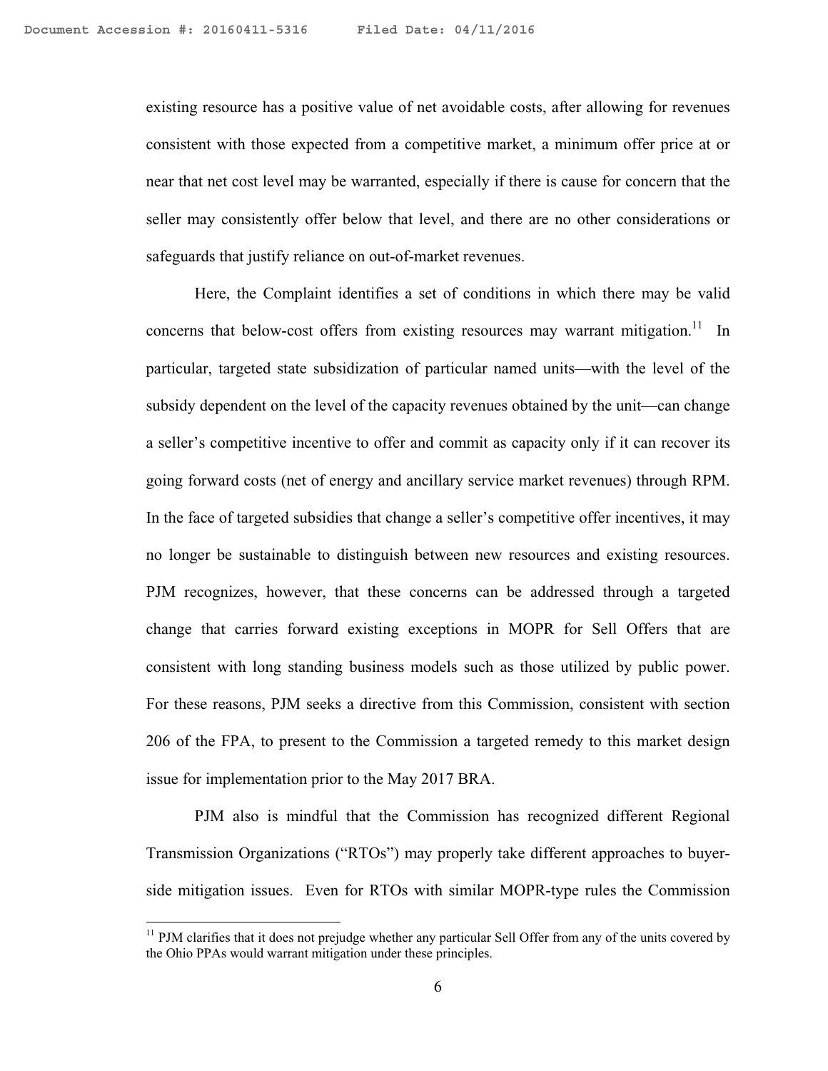existing resource has a positive value of net avoidable costs, after allowing for revenues consistent with those expected from a competitive market, a minimum offer price at or near that net cost level may be warranted, especially if there is cause for concern that the seller may consistently offer below that level, and there are no other considerations or safeguards that justify reliance on out-of-market revenues.

Here, the Complaint identifies a set of conditions in which there may be valid concerns that below-cost offers from existing resources may warrant mitigation.[11] In particular, targeted state subsidization of particular named units—with the level of the subsidy dependent on the level of the capacity revenues obtained by the unit—can change a seller's competitive incentive to offer and commit as capacity only if it can recover its going forward costs (net of energy and ancillary service market revenues) through RPM. In the face of targeted subsidies that change a seller's competitive offer incentives, it may no longer be sustainable to distinguish between new resources and existing resources. PJM recognizes, however, that these concerns can be addressed through a targeted change that carries forward existing exceptions in MOPR for Sell Offers that are consistent with long standing business models such as those utilized by public power. For these reasons, PJM seeks a directive from this Commission, consistent with section 206 of the FPA, to present to the Commission a targeted remedy to this market design issue for implementation prior to the May 2017 BRA.

PJM also is mindful that the Commission has recognized different Regional Transmission Organizations ("RTOs") may properly take different approaches to buyer-side mitigation issues. Even for RTOs with similar MOPR-type rules the Commission

---

[11] PJM clarifies that it does not prejudge whether any particular Sell Offer from any of the units covered by the Ohio PPAs would warrant mitigation under these principles.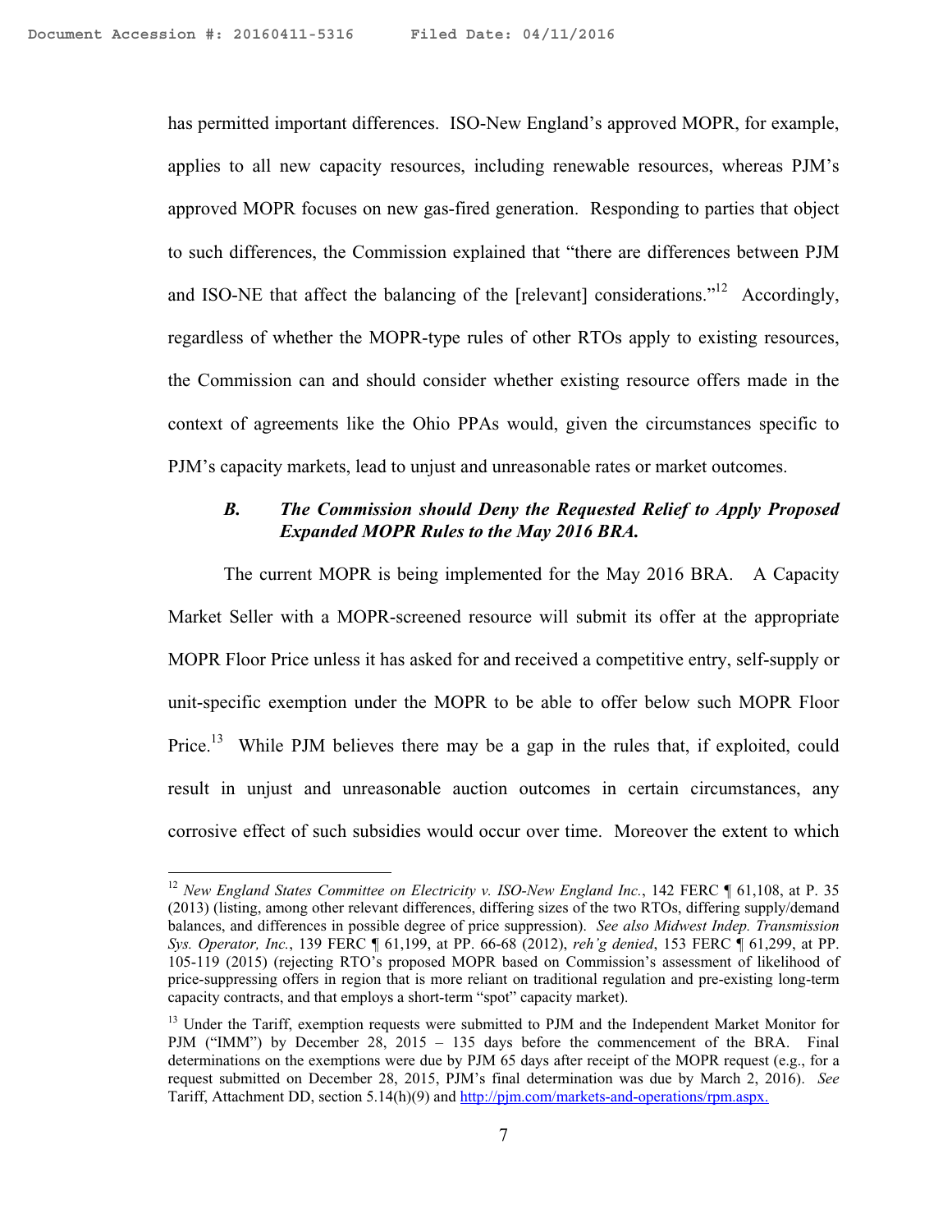has permitted important differences. ISO-New England's approved MOPR, for example, applies to all new capacity resources, including renewable resources, whereas PJM's approved MOPR focuses on new gas-fired generation. Responding to parties that object to such differences, the Commission explained that "there are differences between PJM and ISO-NE that affect the balancing of the [relevant] considerations."[12] Accordingly, regardless of whether the MOPR-type rules of other RTOs apply to existing resources, the Commission can and should consider whether existing resource offers made in the context of agreements like the Ohio PPAs would, given the circumstances specific to PJM's capacity markets, lead to unjust and unreasonable rates or market outcomes.

### *B. The Commission should Deny the Requested Relief to Apply Proposed Expanded MOPR Rules to the May 2016 BRA.*

The current MOPR is being implemented for the May 2016 BRA. A Capacity Market Seller with a MOPR-screened resource will submit its offer at the appropriate MOPR Floor Price unless it has asked for and received a competitive entry, self-supply or unit-specific exemption under the MOPR to be able to offer below such MOPR Floor Price.[13] While PJM believes there may be a gap in the rules that, if exploited, could result in unjust and unreasonable auction outcomes in certain circumstances, any corrosive effect of such subsidies would occur over time. Moreover the extent to which

---

[12] *New England States Committee on Electricity v. ISO-New England Inc.*, 142 FERC ¶ 61,108, at P. 35 (2013) (listing, among other relevant differences, differing sizes of the two RTOs, differing supply/demand balances, and differences in possible degree of price suppression). *See also Midwest Indep. Transmission Sys. Operator, Inc.*, 139 FERC ¶ 61,199, at PP. 66-68 (2012), *reh'g denied*, 153 FERC ¶ 61,299, at PP. 105-119 (2015) (rejecting RTO's proposed MOPR based on Commission's assessment of likelihood of price-suppressing offers in region that is more reliant on traditional regulation and pre-existing long-term capacity contracts, and that employs a short-term "spot" capacity market).

[13] Under the Tariff, exemption requests were submitted to PJM and the Independent Market Monitor for PJM ("IMM") by December 28, 2015 – 135 days before the commencement of the BRA. Final determinations on the exemptions were due by PJM 65 days after receipt of the MOPR request (e.g., for a request submitted on December 28, 2015, PJM's final determination was due by March 2, 2016). *See* Tariff, Attachment DD, section 5.14(h)(9) and http://pjm.com/markets-and-operations/rpm.aspx.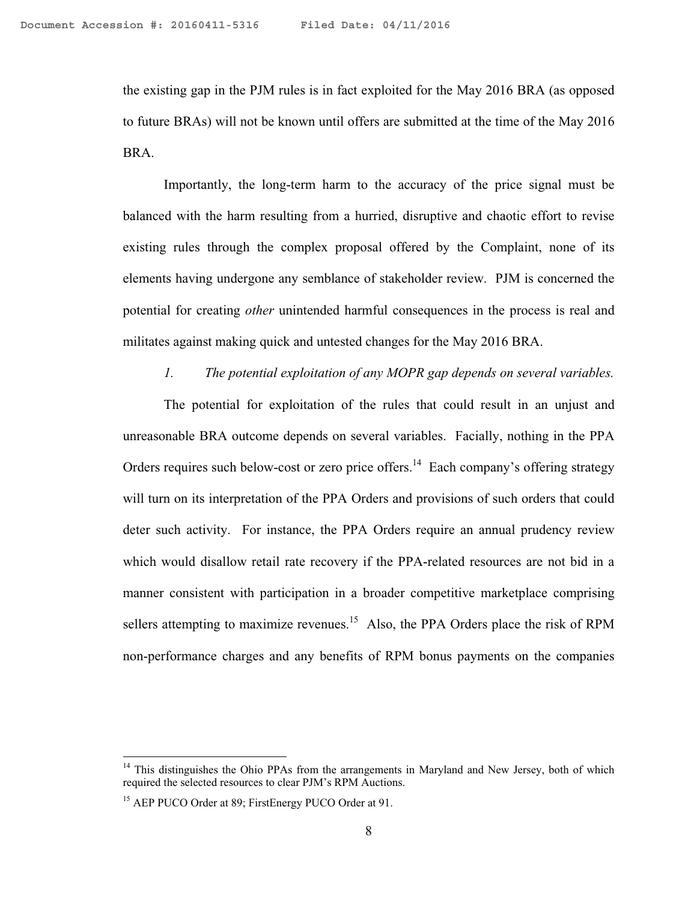the existing gap in the PJM rules is in fact exploited for the May 2016 BRA (as opposed to future BRAs) will not be known until offers are submitted at the time of the May 2016 BRA.

Importantly, the long-term harm to the accuracy of the price signal must be balanced with the harm resulting from a hurried, disruptive and chaotic effort to revise existing rules through the complex proposal offered by the Complaint, none of its elements having undergone any semblance of stakeholder review. PJM is concerned the potential for creating *other* unintended harmful consequences in the process is real and militates against making quick and untested changes for the May 2016 BRA.

*1. The potential exploitation of any MOPR gap depends on several variables.*

The potential for exploitation of the rules that could result in an unjust and unreasonable BRA outcome depends on several variables. Facially, nothing in the PPA Orders requires such below-cost or zero price offers.[14] Each company's offering strategy will turn on its interpretation of the PPA Orders and provisions of such orders that could deter such activity. For instance, the PPA Orders require an annual prudency review which would disallow retail rate recovery if the PPA-related resources are not bid in a manner consistent with participation in a broader competitive marketplace comprising sellers attempting to maximize revenues.[15] Also, the PPA Orders place the risk of RPM non-performance charges and any benefits of RPM bonus payments on the companies

---

[14] This distinguishes the Ohio PPAs from the arrangements in Maryland and New Jersey, both of which required the selected resources to clear PJM's RPM Auctions.

[15] AEP PUCO Order at 89; FirstEnergy PUCO Order at 91.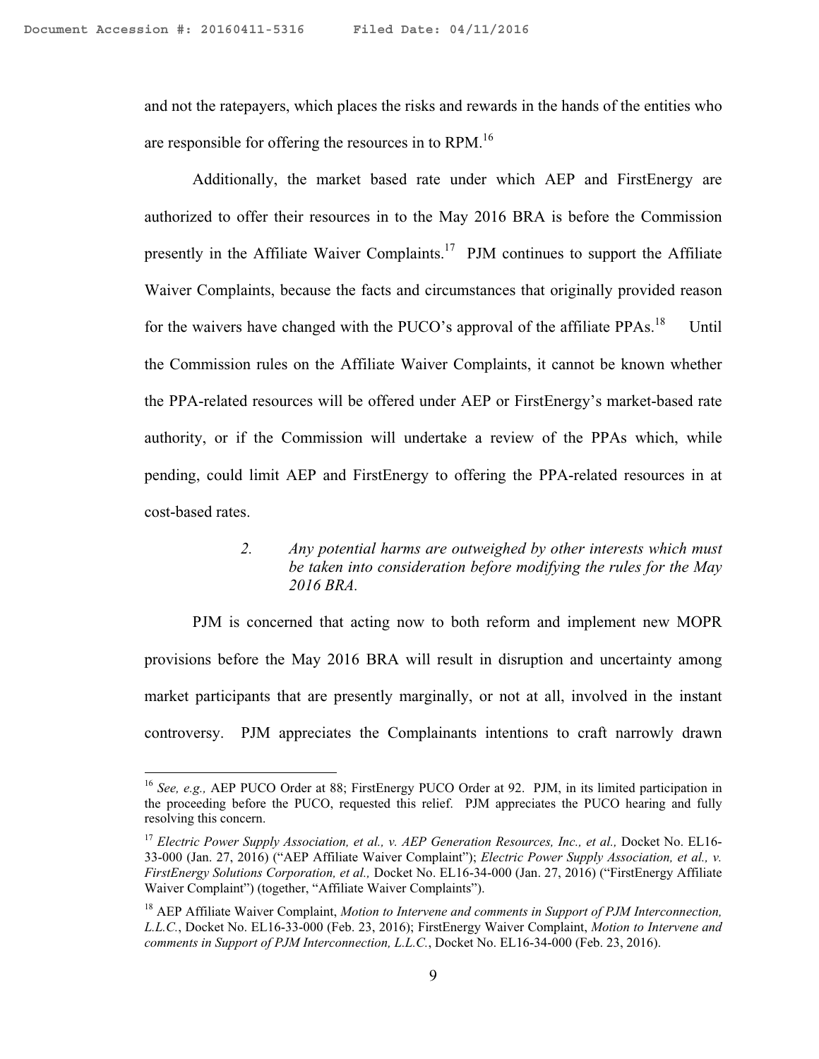and not the ratepayers, which places the risks and rewards in the hands of the entities who are responsible for offering the resources in to RPM.[16]

Additionally, the market based rate under which AEP and FirstEnergy are authorized to offer their resources in to the May 2016 BRA is before the Commission presently in the Affiliate Waiver Complaints.[17] PJM continues to support the Affiliate Waiver Complaints, because the facts and circumstances that originally provided reason for the waivers have changed with the PUCO's approval of the affiliate PPAs.[18] Until the Commission rules on the Affiliate Waiver Complaints, it cannot be known whether the PPA-related resources will be offered under AEP or FirstEnergy's market-based rate authority, or if the Commission will undertake a review of the PPAs which, while pending, could limit AEP and FirstEnergy to offering the PPA-related resources in at cost-based rates.

> 2. *Any potential harms are outweighed by other interests which must be taken into consideration before modifying the rules for the May 2016 BRA.*

PJM is concerned that acting now to both reform and implement new MOPR provisions before the May 2016 BRA will result in disruption and uncertainty among market participants that are presently marginally, or not at all, involved in the instant controversy. PJM appreciates the Complainants intentions to craft narrowly drawn

---

[16] *See, e.g.,* AEP PUCO Order at 88; FirstEnergy PUCO Order at 92. PJM, in its limited participation in the proceeding before the PUCO, requested this relief. PJM appreciates the PUCO hearing and fully resolving this concern.

[17] *Electric Power Supply Association, et al., v. AEP Generation Resources, Inc., et al.,* Docket No. EL16-33-000 (Jan. 27, 2016) ("AEP Affiliate Waiver Complaint"); *Electric Power Supply Association, et al., v. FirstEnergy Solutions Corporation, et al.,* Docket No. EL16-34-000 (Jan. 27, 2016) ("FirstEnergy Affiliate Waiver Complaint") (together, "Affiliate Waiver Complaints").

[18] AEP Affiliate Waiver Complaint, *Motion to Intervene and comments in Support of PJM Interconnection, L.L.C.*, Docket No. EL16-33-000 (Feb. 23, 2016); FirstEnergy Waiver Complaint, *Motion to Intervene and comments in Support of PJM Interconnection, L.L.C.*, Docket No. EL16-34-000 (Feb. 23, 2016).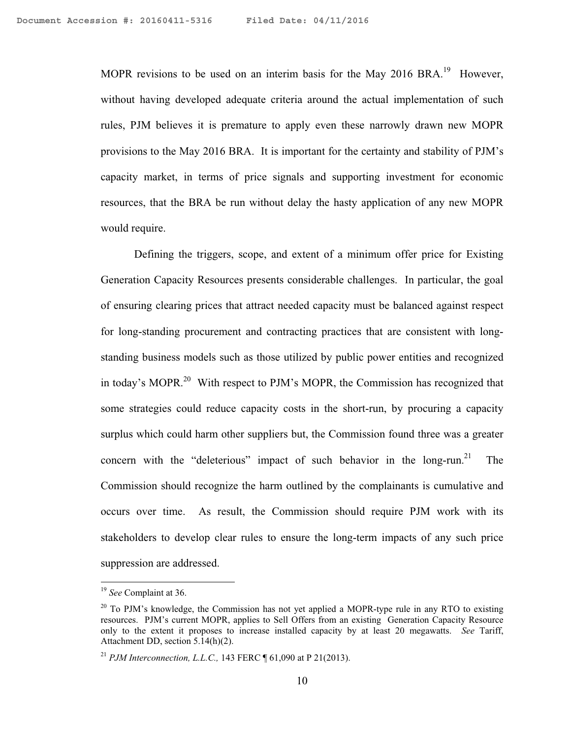MOPR revisions to be used on an interim basis for the May 2016 BRA.[19] However, without having developed adequate criteria around the actual implementation of such rules, PJM believes it is premature to apply even these narrowly drawn new MOPR provisions to the May 2016 BRA. It is important for the certainty and stability of PJM's capacity market, in terms of price signals and supporting investment for economic resources, that the BRA be run without delay the hasty application of any new MOPR would require.

Defining the triggers, scope, and extent of a minimum offer price for Existing Generation Capacity Resources presents considerable challenges. In particular, the goal of ensuring clearing prices that attract needed capacity must be balanced against respect for long-standing procurement and contracting practices that are consistent with long-standing business models such as those utilized by public power entities and recognized in today's MOPR.[20] With respect to PJM's MOPR, the Commission has recognized that some strategies could reduce capacity costs in the short-run, by procuring a capacity surplus which could harm other suppliers but, the Commission found three was a greater concern with the "deleterious" impact of such behavior in the long-run.[21] The Commission should recognize the harm outlined by the complainants is cumulative and occurs over time. As result, the Commission should require PJM work with its stakeholders to develop clear rules to ensure the long-term impacts of any such price suppression are addressed.

---

[19] *See* Complaint at 36.

[20] To PJM's knowledge, the Commission has not yet applied a MOPR-type rule in any RTO to existing resources. PJM's current MOPR, applies to Sell Offers from an existing Generation Capacity Resource only to the extent it proposes to increase installed capacity by at least 20 megawatts. *See* Tariff, Attachment DD, section 5.14(h)(2).

[21] *PJM Interconnection, L.L.C.,* 143 FERC ¶ 61,090 at P 21(2013).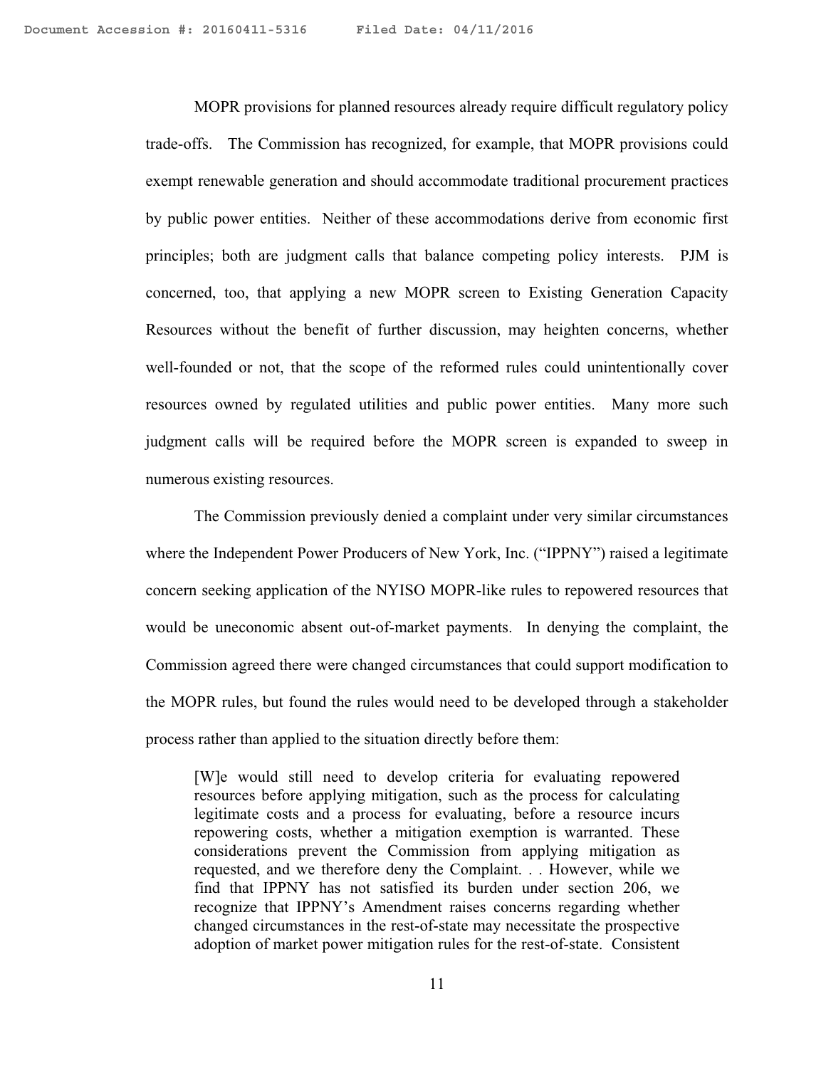MOPR provisions for planned resources already require difficult regulatory policy trade-offs. The Commission has recognized, for example, that MOPR provisions could exempt renewable generation and should accommodate traditional procurement practices by public power entities. Neither of these accommodations derive from economic first principles; both are judgment calls that balance competing policy interests. PJM is concerned, too, that applying a new MOPR screen to Existing Generation Capacity Resources without the benefit of further discussion, may heighten concerns, whether well-founded or not, that the scope of the reformed rules could unintentionally cover resources owned by regulated utilities and public power entities. Many more such judgment calls will be required before the MOPR screen is expanded to sweep in numerous existing resources.

The Commission previously denied a complaint under very similar circumstances where the Independent Power Producers of New York, Inc. ("IPPNY") raised a legitimate concern seeking application of the NYISO MOPR-like rules to repowered resources that would be uneconomic absent out-of-market payments. In denying the complaint, the Commission agreed there were changed circumstances that could support modification to the MOPR rules, but found the rules would need to be developed through a stakeholder process rather than applied to the situation directly before them:

> [W]e would still need to develop criteria for evaluating repowered resources before applying mitigation, such as the process for calculating legitimate costs and a process for evaluating, before a resource incurs repowering costs, whether a mitigation exemption is warranted. These considerations prevent the Commission from applying mitigation as requested, and we therefore deny the Complaint. . . However, while we find that IPPNY has not satisfied its burden under section 206, we recognize that IPPNY's Amendment raises concerns regarding whether changed circumstances in the rest-of-state may necessitate the prospective adoption of market power mitigation rules for the rest-of-state. Consistent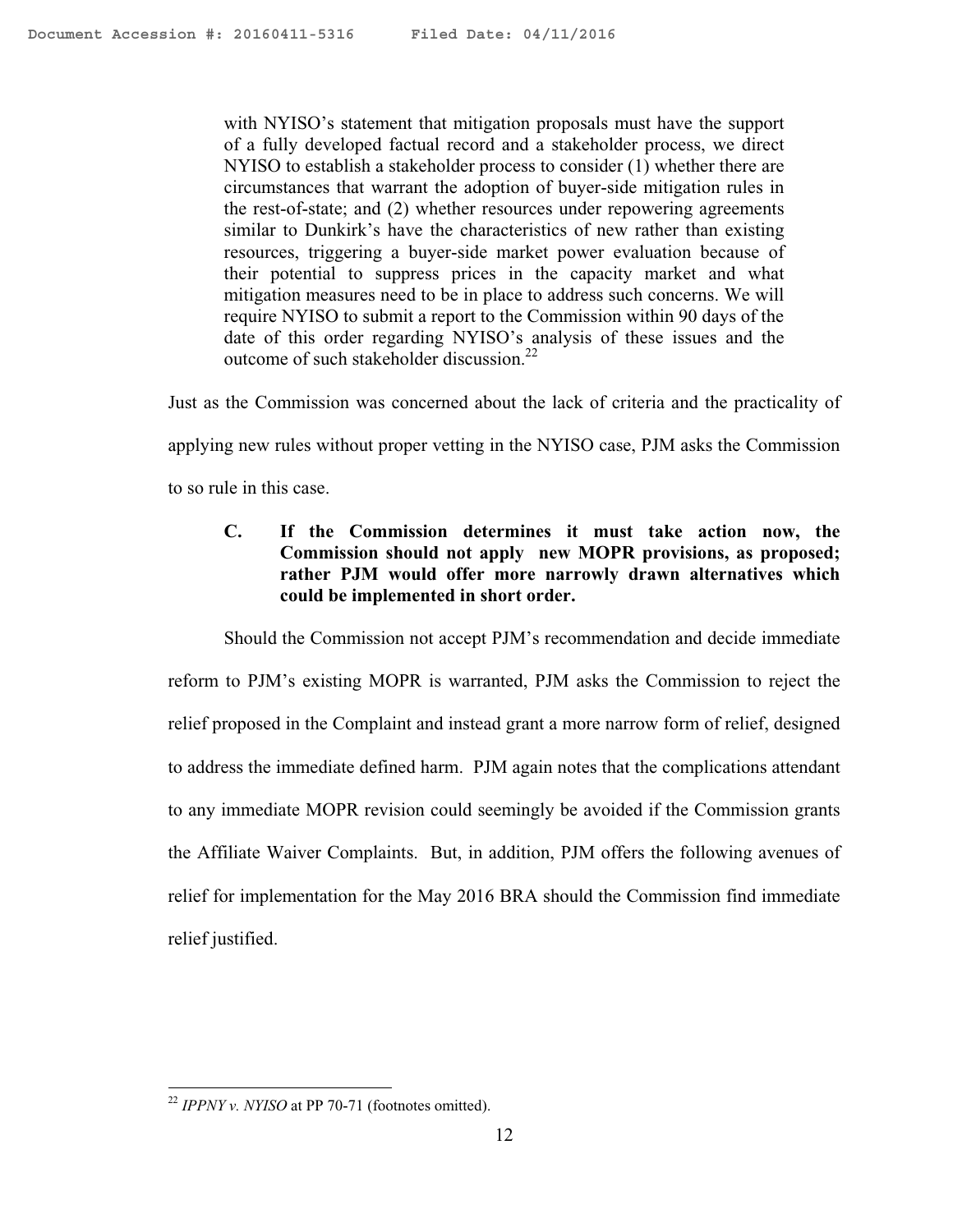> with NYISO's statement that mitigation proposals must have the support of a fully developed factual record and a stakeholder process, we direct NYISO to establish a stakeholder process to consider (1) whether there are circumstances that warrant the adoption of buyer-side mitigation rules in the rest-of-state; and (2) whether resources under repowering agreements similar to Dunkirk's have the characteristics of new rather than existing resources, triggering a buyer-side market power evaluation because of their potential to suppress prices in the capacity market and what mitigation measures need to be in place to address such concerns. We will require NYISO to submit a report to the Commission within 90 days of the date of this order regarding NYISO's analysis of these issues and the outcome of such stakeholder discussion.[22]

Just as the Commission was concerned about the lack of criteria and the practicality of applying new rules without proper vetting in the NYISO case, PJM asks the Commission to so rule in this case.

### C. If the Commission determines it must take action now, the Commission should not apply new MOPR provisions, as proposed; rather PJM would offer more narrowly drawn alternatives which could be implemented in short order.

Should the Commission not accept PJM's recommendation and decide immediate reform to PJM's existing MOPR is warranted, PJM asks the Commission to reject the relief proposed in the Complaint and instead grant a more narrow form of relief, designed to address the immediate defined harm. PJM again notes that the complications attendant to any immediate MOPR revision could seemingly be avoided if the Commission grants the Affiliate Waiver Complaints. But, in addition, PJM offers the following avenues of relief for implementation for the May 2016 BRA should the Commission find immediate relief justified.

---

[22] *IPPNY v. NYISO* at PP 70-71 (footnotes omitted).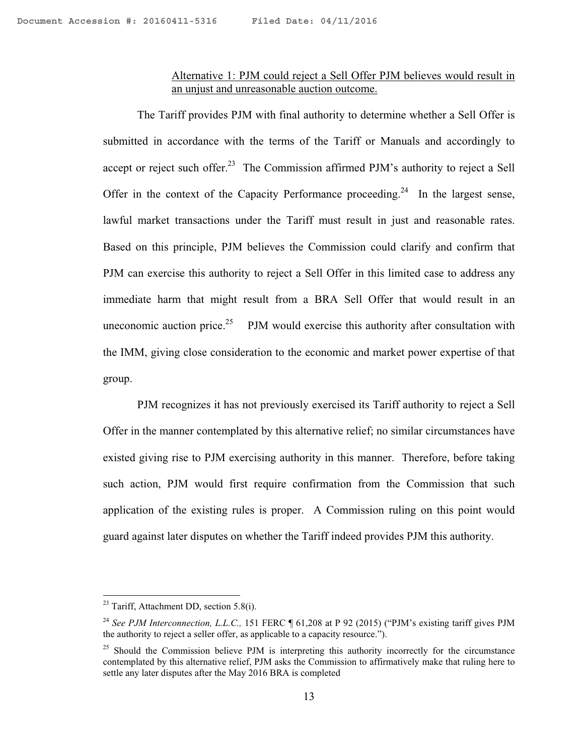<u>Alternative 1: PJM could reject a Sell Offer PJM believes would result in an unjust and unreasonable auction outcome.</u>

The Tariff provides PJM with final authority to determine whether a Sell Offer is submitted in accordance with the terms of the Tariff or Manuals and accordingly to accept or reject such offer.[23] The Commission affirmed PJM's authority to reject a Sell Offer in the context of the Capacity Performance proceeding.[24] In the largest sense, lawful market transactions under the Tariff must result in just and reasonable rates. Based on this principle, PJM believes the Commission could clarify and confirm that PJM can exercise this authority to reject a Sell Offer in this limited case to address any immediate harm that might result from a BRA Sell Offer that would result in an uneconomic auction price.[25] PJM would exercise this authority after consultation with the IMM, giving close consideration to the economic and market power expertise of that group.

PJM recognizes it has not previously exercised its Tariff authority to reject a Sell Offer in the manner contemplated by this alternative relief; no similar circumstances have existed giving rise to PJM exercising authority in this manner. Therefore, before taking such action, PJM would first require confirmation from the Commission that such application of the existing rules is proper. A Commission ruling on this point would guard against later disputes on whether the Tariff indeed provides PJM this authority.

---

[23] Tariff, Attachment DD, section 5.8(i).

[24] *See PJM Interconnection, L.L.C.,* 151 FERC ¶ 61,208 at P 92 (2015) ("PJM's existing tariff gives PJM the authority to reject a seller offer, as applicable to a capacity resource.").

[25] Should the Commission believe PJM is interpreting this authority incorrectly for the circumstance contemplated by this alternative relief, PJM asks the Commission to affirmatively make that ruling here to settle any later disputes after the May 2016 BRA is completed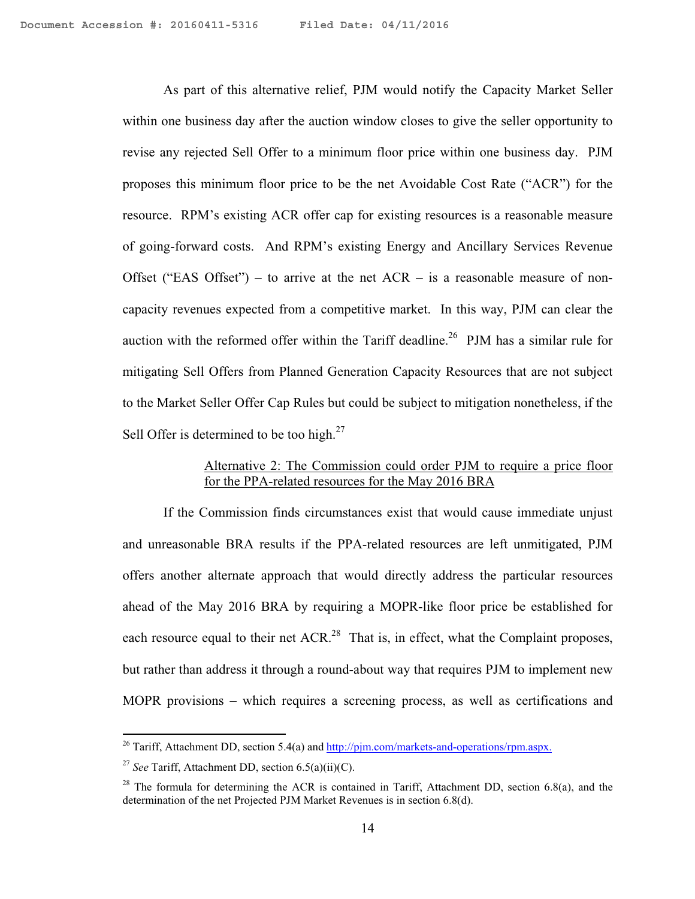As part of this alternative relief, PJM would notify the Capacity Market Seller within one business day after the auction window closes to give the seller opportunity to revise any rejected Sell Offer to a minimum floor price within one business day. PJM proposes this minimum floor price to be the net Avoidable Cost Rate ("ACR") for the resource. RPM's existing ACR offer cap for existing resources is a reasonable measure of going-forward costs. And RPM's existing Energy and Ancillary Services Revenue Offset ("EAS Offset") – to arrive at the net ACR – is a reasonable measure of non-capacity revenues expected from a competitive market. In this way, PJM can clear the auction with the reformed offer within the Tariff deadline.[26] PJM has a similar rule for mitigating Sell Offers from Planned Generation Capacity Resources that are not subject to the Market Seller Offer Cap Rules but could be subject to mitigation nonetheless, if the Sell Offer is determined to be too high.[27]

<u>Alternative 2: The Commission could order PJM to require a price floor for the PPA-related resources for the May 2016 BRA</u>

If the Commission finds circumstances exist that would cause immediate unjust and unreasonable BRA results if the PPA-related resources are left unmitigated, PJM offers another alternate approach that would directly address the particular resources ahead of the May 2016 BRA by requiring a MOPR-like floor price be established for each resource equal to their net ACR.[28] That is, in effect, what the Complaint proposes, but rather than address it through a round-about way that requires PJM to implement new MOPR provisions – which requires a screening process, as well as certifications and

---

[26] Tariff, Attachment DD, section 5.4(a) and http://pjm.com/markets-and-operations/rpm.aspx.

[27] *See* Tariff, Attachment DD, section 6.5(a)(ii)(C).

[28] The formula for determining the ACR is contained in Tariff, Attachment DD, section 6.8(a), and the determination of the net Projected PJM Market Revenues is in section 6.8(d).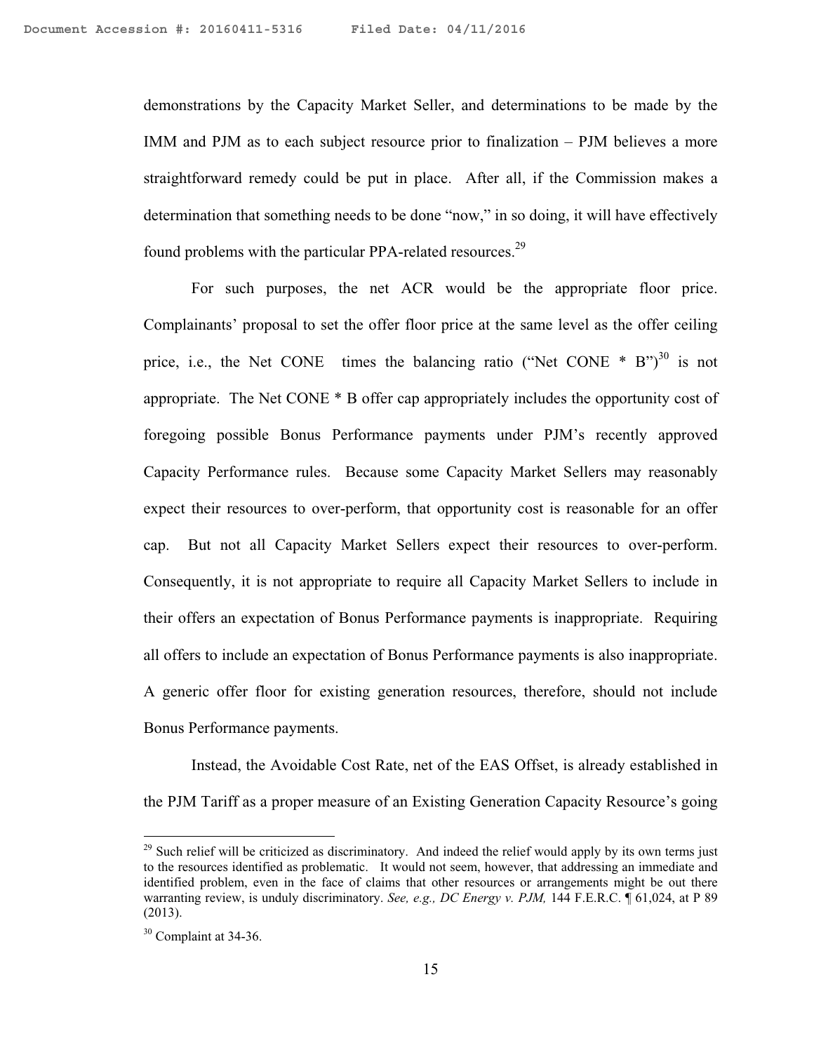demonstrations by the Capacity Market Seller, and determinations to be made by the IMM and PJM as to each subject resource prior to finalization – PJM believes a more straightforward remedy could be put in place. After all, if the Commission makes a determination that something needs to be done "now," in so doing, it will have effectively found problems with the particular PPA-related resources.[29]

For such purposes, the net ACR would be the appropriate floor price. Complainants' proposal to set the offer floor price at the same level as the offer ceiling price, i.e., the Net CONE times the balancing ratio ("Net CONE * B")[30] is not appropriate. The Net CONE * B offer cap appropriately includes the opportunity cost of foregoing possible Bonus Performance payments under PJM's recently approved Capacity Performance rules. Because some Capacity Market Sellers may reasonably expect their resources to over-perform, that opportunity cost is reasonable for an offer cap. But not all Capacity Market Sellers expect their resources to over-perform. Consequently, it is not appropriate to require all Capacity Market Sellers to include in their offers an expectation of Bonus Performance payments is inappropriate. Requiring all offers to include an expectation of Bonus Performance payments is also inappropriate. A generic offer floor for existing generation resources, therefore, should not include Bonus Performance payments.

Instead, the Avoidable Cost Rate, net of the EAS Offset, is already established in the PJM Tariff as a proper measure of an Existing Generation Capacity Resource's going

---

[29] Such relief will be criticized as discriminatory. And indeed the relief would apply by its own terms just to the resources identified as problematic. It would not seem, however, that addressing an immediate and identified problem, even in the face of claims that other resources or arrangements might be out there warranting review, is unduly discriminatory. *See, e.g., DC Energy v. PJM,* 144 F.E.R.C. ¶ 61,024, at P 89 (2013).

[30] Complaint at 34-36.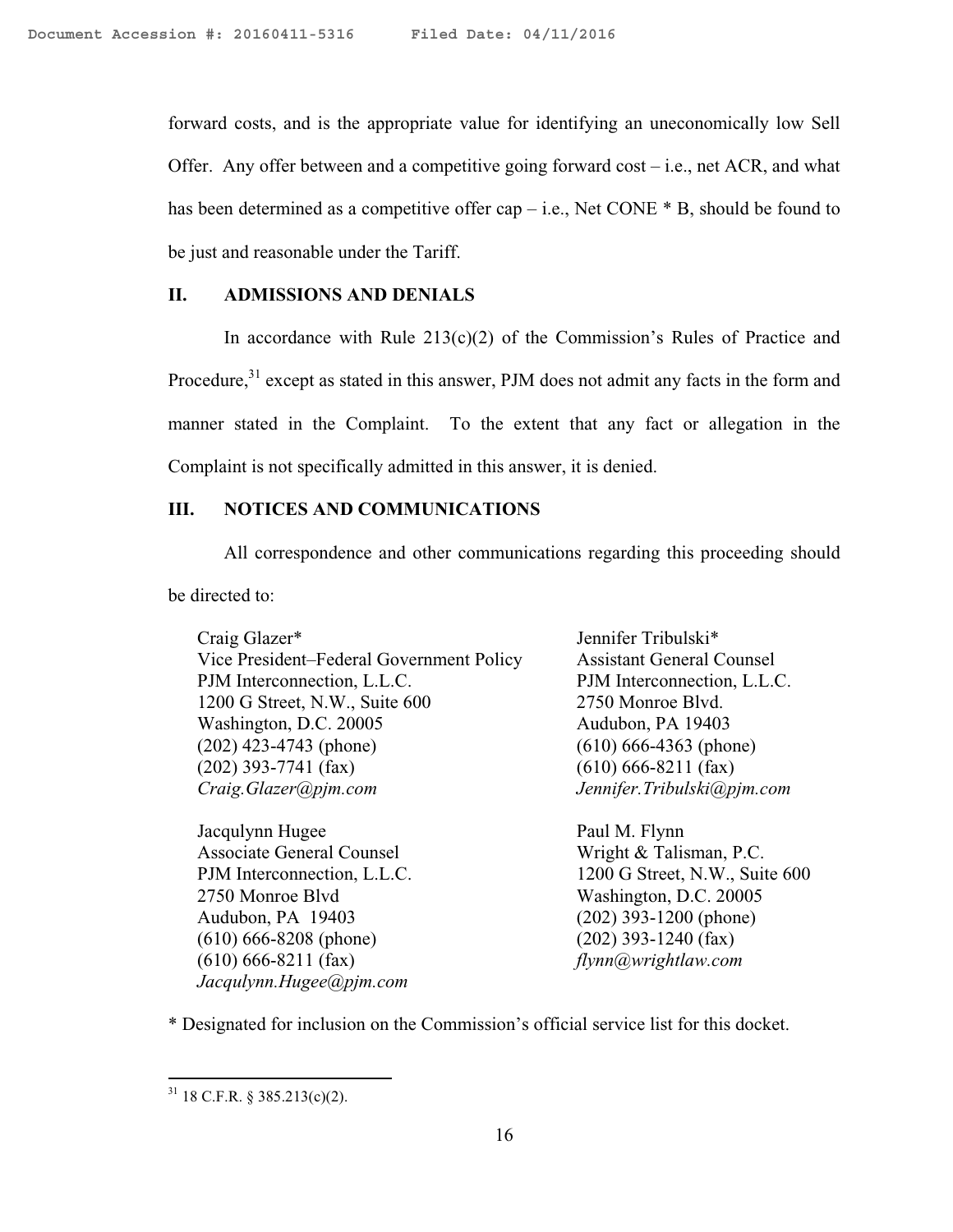forward costs, and is the appropriate value for identifying an uneconomically low Sell Offer. Any offer between and a competitive going forward cost – i.e., net ACR, and what has been determined as a competitive offer cap – i.e., Net CONE * B, should be found to be just and reasonable under the Tariff.

## II. ADMISSIONS AND DENIALS

In accordance with Rule 213(c)(2) of the Commission's Rules of Practice and Procedure,[31] except as stated in this answer, PJM does not admit any facts in the form and manner stated in the Complaint. To the extent that any fact or allegation in the Complaint is not specifically admitted in this answer, it is denied.

## III. NOTICES AND COMMUNICATIONS

All correspondence and other communications regarding this proceeding should be directed to:

Craig Glazer*
Vice President–Federal Government Policy
PJM Interconnection, L.L.C.
1200 G Street, N.W., Suite 600
Washington, D.C. 20005
(202) 423-4743 (phone)
(202) 393-7741 (fax)
*Craig.Glazer@pjm.com*

Jennifer Tribulski*
Assistant General Counsel
PJM Interconnection, L.L.C.
2750 Monroe Blvd.
Audubon, PA 19403
(610) 666-4363 (phone)
(610) 666-8211 (fax)
*Jennifer.Tribulski@pjm.com*

Jacqulynn Hugee
Associate General Counsel
PJM Interconnection, L.L.C.
2750 Monroe Blvd
Audubon, PA 19403
(610) 666-8208 (phone)
(610) 666-8211 (fax)
*Jacqulynn.Hugee@pjm.com*

Paul M. Flynn
Wright & Talisman, P.C.
1200 G Street, N.W., Suite 600
Washington, D.C. 20005
(202) 393-1200 (phone)
(202) 393-1240 (fax)
*flynn@wrightlaw.com*

* Designated for inclusion on the Commission's official service list for this docket.

---

[31] 18 C.F.R. § 385.213(c)(2).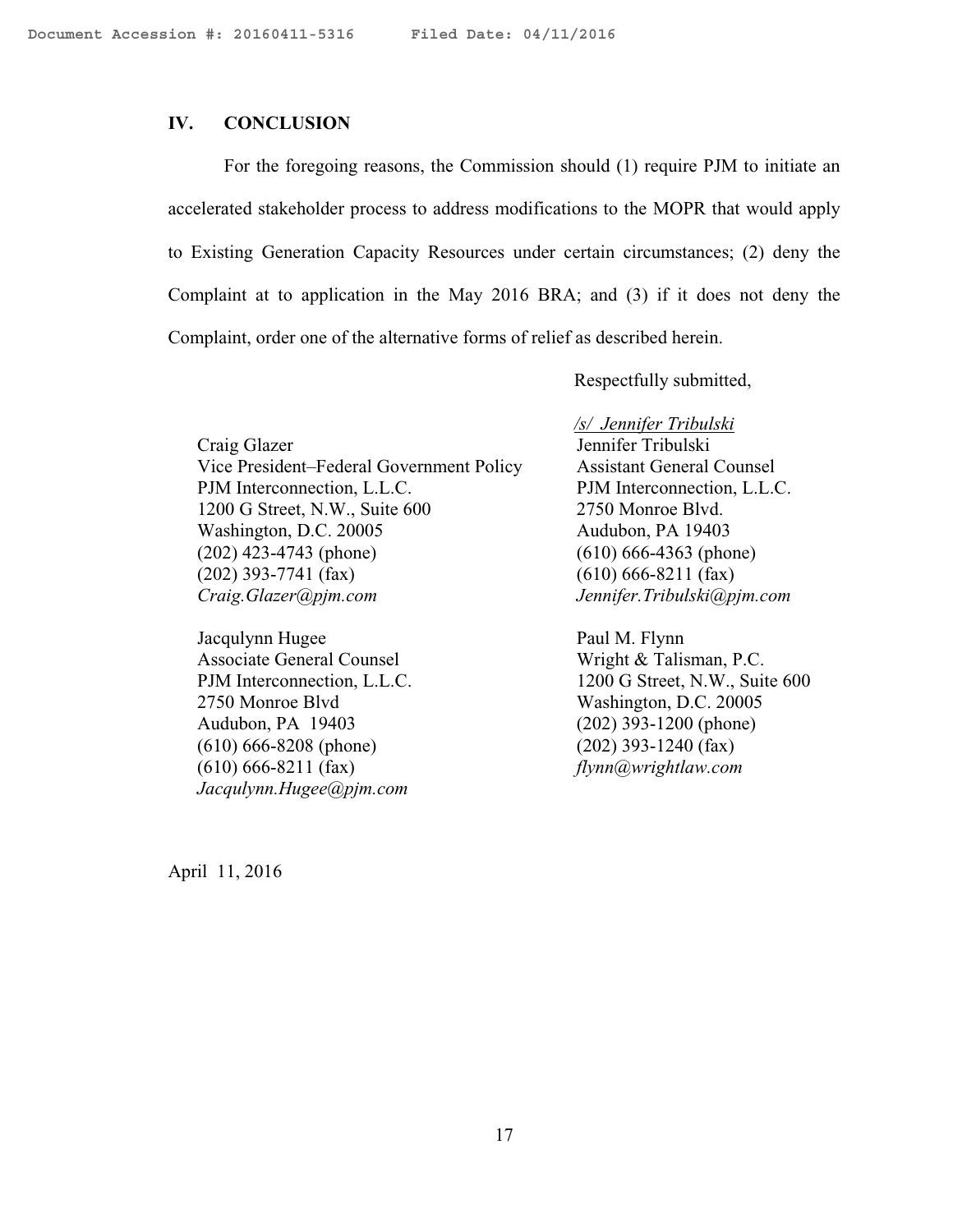## IV. CONCLUSION

For the foregoing reasons, the Commission should (1) require PJM to initiate an accelerated stakeholder process to address modifications to the MOPR that would apply to Existing Generation Capacity Resources under certain circumstances; (2) deny the Complaint at to application in the May 2016 BRA; and (3) if it does not deny the Complaint, order one of the alternative forms of relief as described herein.

Respectfully submitted,

/s/ Jennifer Tribulski
Jennifer Tribulski
Assistant General Counsel
PJM Interconnection, L.L.C.
2750 Monroe Blvd.
Audubon, PA 19403
(610) 666-4363 (phone)
(610) 666-8211 (fax)
*Jennifer.Tribulski@pjm.com*

Craig Glazer
Vice President–Federal Government Policy
PJM Interconnection, L.L.C.
1200 G Street, N.W., Suite 600
Washington, D.C. 20005
(202) 423-4743 (phone)
(202) 393-7741 (fax)
*Craig.Glazer@pjm.com*

Paul M. Flynn
Wright & Talisman, P.C.
1200 G Street, N.W., Suite 600
Washington, D.C. 20005
(202) 393-1200 (phone)
(202) 393-1240 (fax)
*flynn@wrightlaw.com*

Jacqulynn Hugee
Associate General Counsel
PJM Interconnection, L.L.C.
2750 Monroe Blvd
Audubon, PA 19403
(610) 666-8208 (phone)
(610) 666-8211 (fax)
*Jacqulynn.Hugee@pjm.com*

April 11, 2016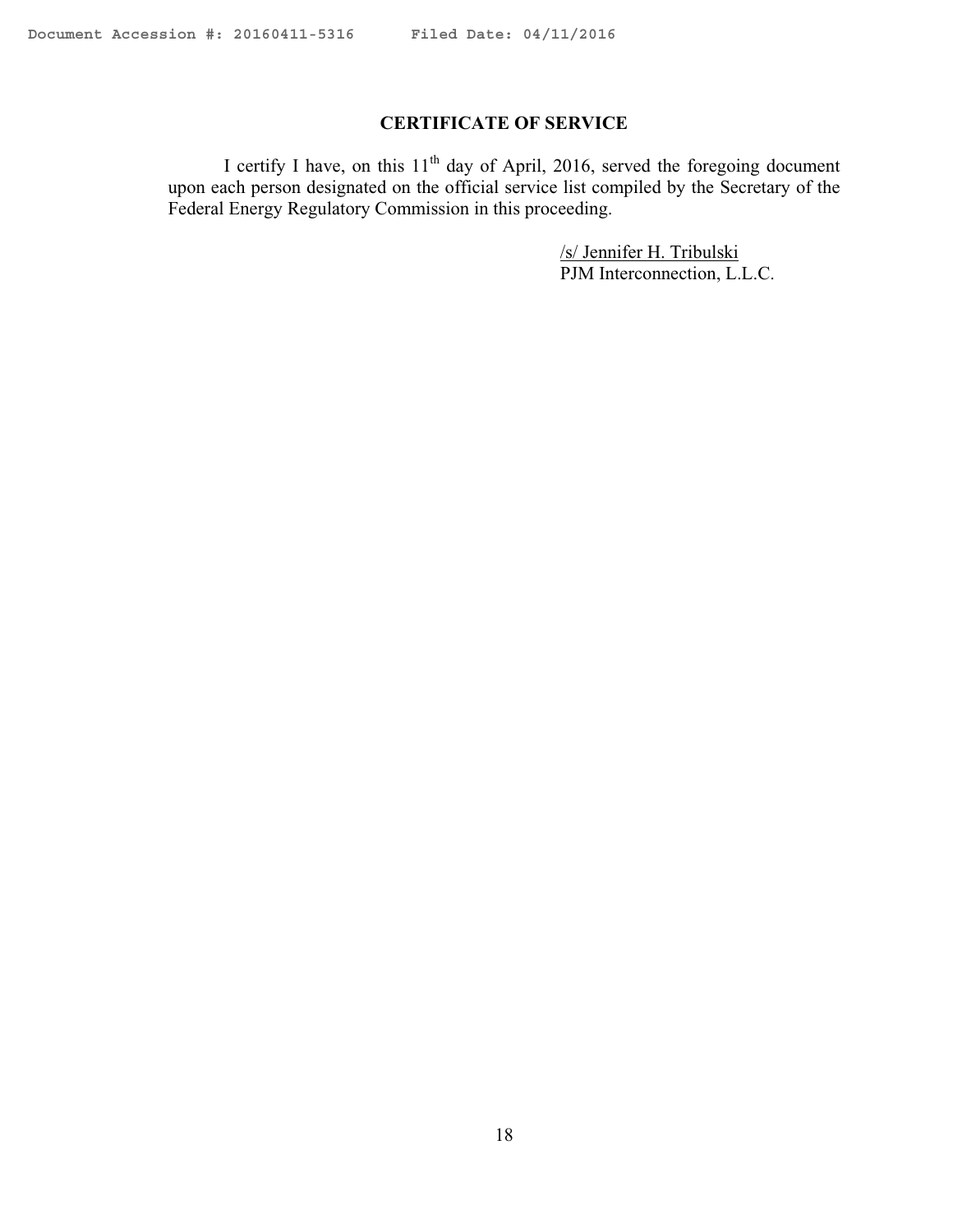## CERTIFICATE OF SERVICE

I certify I have, on this 11th day of April, 2016, served the foregoing document upon each person designated on the official service list compiled by the Secretary of the Federal Energy Regulatory Commission in this proceeding.

/s/ Jennifer H. Tribulski
PJM Interconnection, L.L.C.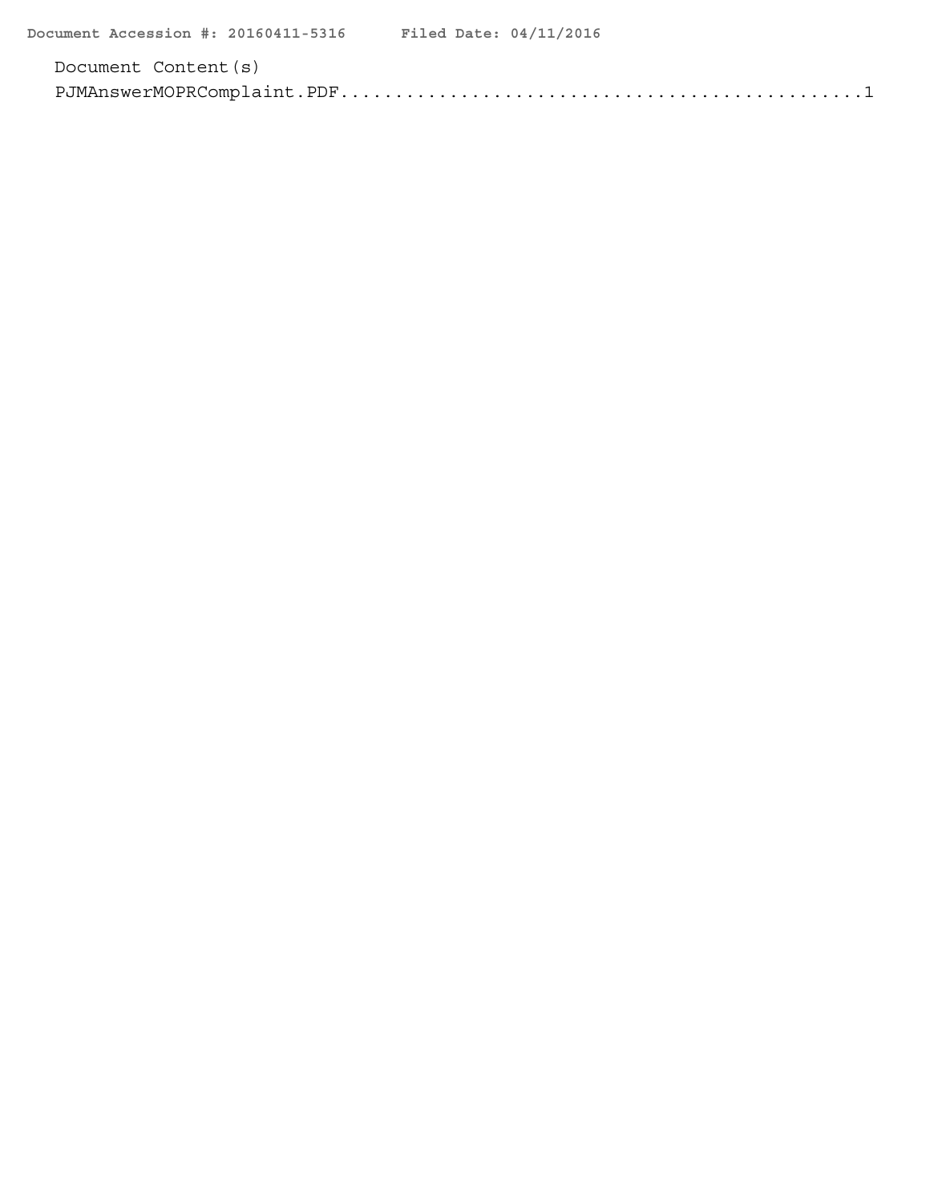Document Accession #: 20160411-5316 Filed Date: 04/11/2016

Document Content(s)

PJMAnswerMOPRComplaint.PDF..............................................1